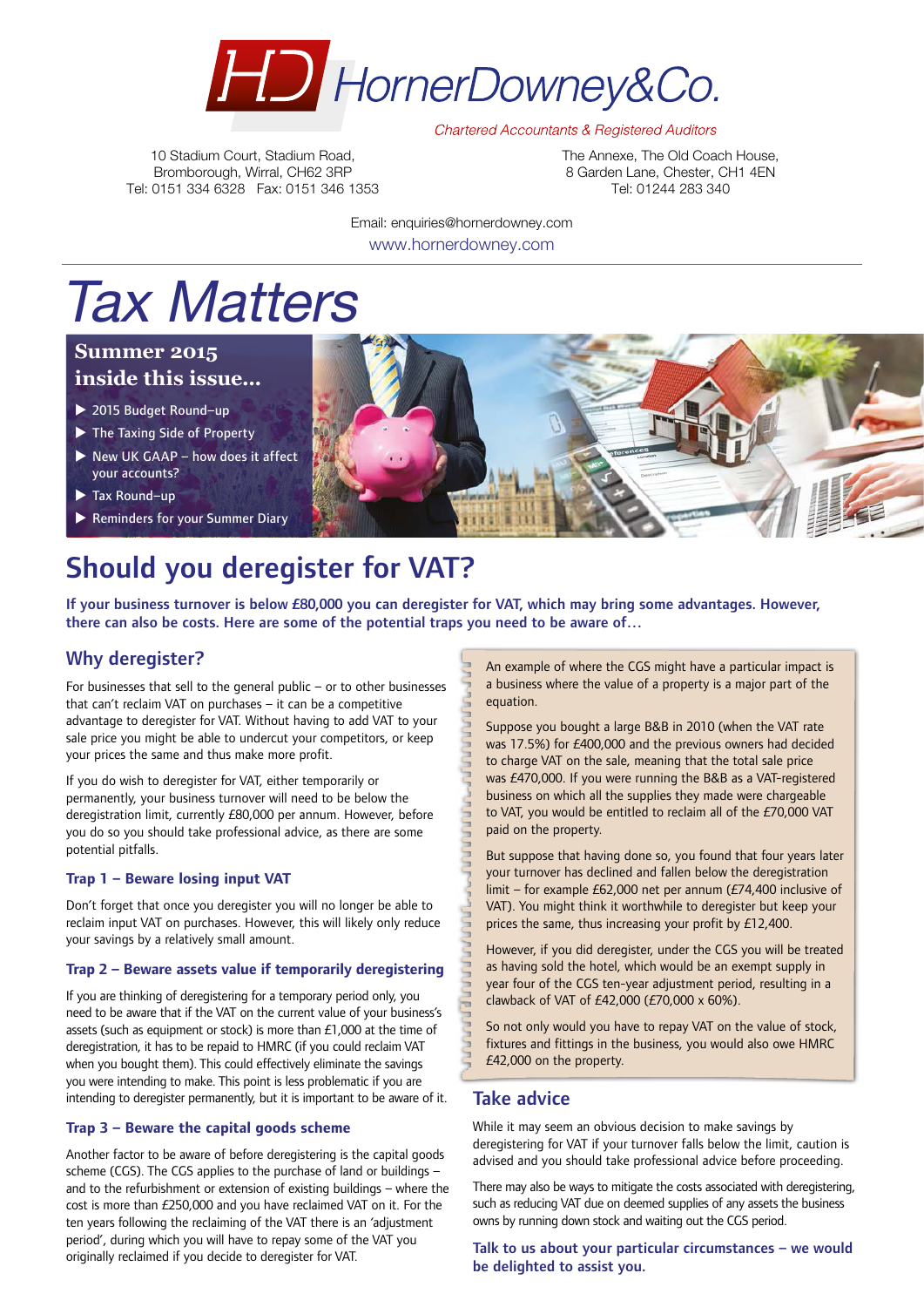# HornerDowney&Co.

*Chartered Accountants & Registered Auditors*

10 Stadium Court, Stadium Road,
Bromborough, Wirral, CH62 3RP
Tel: 0151 334 6328 Fax: 0151 346 1353

The Annexe, The Old Coach House,
8 Garden Lane, Chester, CH1 4EN
Tel: 01244 283 340

Email: enquiries@hornerdowney.com
www.hornerdowney.com

# *Tax Matters*

**Summer 2015**
**inside this issue...**

- 2015 Budget Round–up
- The Taxing Side of Property
- New UK GAAP – how does it affect your accounts?
- Tax Round–up
- Reminders for your Summer Diary

## Should you deregister for VAT?

**If your business turnover is below £80,000 you can deregister for VAT, which may bring some advantages. However, there can also be costs. Here are some of the potential traps you need to be aware of…**

### Why deregister?

For businesses that sell to the general public – or to other businesses that can't reclaim VAT on purchases – it can be a competitive advantage to deregister for VAT. Without having to add VAT to your sale price you might be able to undercut your competitors, or keep your prices the same and thus make more profit.

If you do wish to deregister for VAT, either temporarily or permanently, your business turnover will need to be below the deregistration limit, currently £80,000 per annum. However, before you do so you should take professional advice, as there are some potential pitfalls.

#### Trap 1 – Beware losing input VAT

Don't forget that once you deregister you will no longer be able to reclaim input VAT on purchases. However, this will likely only reduce your savings by a relatively small amount.

#### Trap 2 – Beware assets value if temporarily deregistering

If you are thinking of deregistering for a temporary period only, you need to be aware that if the VAT on the current value of your business's assets (such as equipment or stock) is more than £1,000 at the time of deregistration, it has to be repaid to HMRC (if you could reclaim VAT when you bought them). This could effectively eliminate the savings you were intending to make. This point is less problematic if you are intending to deregister permanently, but it is important to be aware of it.

#### Trap 3 – Beware the capital goods scheme

Another factor to be aware of before deregistering is the capital goods scheme (CGS). The CGS applies to the purchase of land or buildings – and to the refurbishment or extension of existing buildings – where the cost is more than £250,000 and you have reclaimed VAT on it. For the ten years following the reclaiming of the VAT there is an 'adjustment period', during which you will have to repay some of the VAT you originally reclaimed if you decide to deregister for VAT.

An example of where the CGS might have a particular impact is a business where the value of a property is a major part of the equation.

Suppose you bought a large B&B in 2010 (when the VAT rate was 17.5%) for £400,000 and the previous owners had decided to charge VAT on the sale, meaning that the total sale price was £470,000. If you were running the B&B as a VAT-registered business on which all the supplies they made were chargeable to VAT, you would be entitled to reclaim all of the £70,000 VAT paid on the property.

But suppose that having done so, you found that four years later your turnover has declined and fallen below the deregistration limit – for example £62,000 net per annum (£74,400 inclusive of VAT). You might think it worthwhile to deregister but keep your prices the same, thus increasing your profit by £12,400.

However, if you did deregister, under the CGS you will be treated as having sold the hotel, which would be an exempt supply in year four of the CGS ten-year adjustment period, resulting in a clawback of VAT of £42,000 (£70,000 x 60%).

So not only would you have to repay VAT on the value of stock, fixtures and fittings in the business, you would also owe HMRC £42,000 on the property.

### Take advice

While it may seem an obvious decision to make savings by deregistering for VAT if your turnover falls below the limit, caution is advised and you should take professional advice before proceeding.

There may also be ways to mitigate the costs associated with deregistering, such as reducing VAT due on deemed supplies of any assets the business owns by running down stock and waiting out the CGS period.

**Talk to us about your particular circumstances – we would be delighted to assist you.**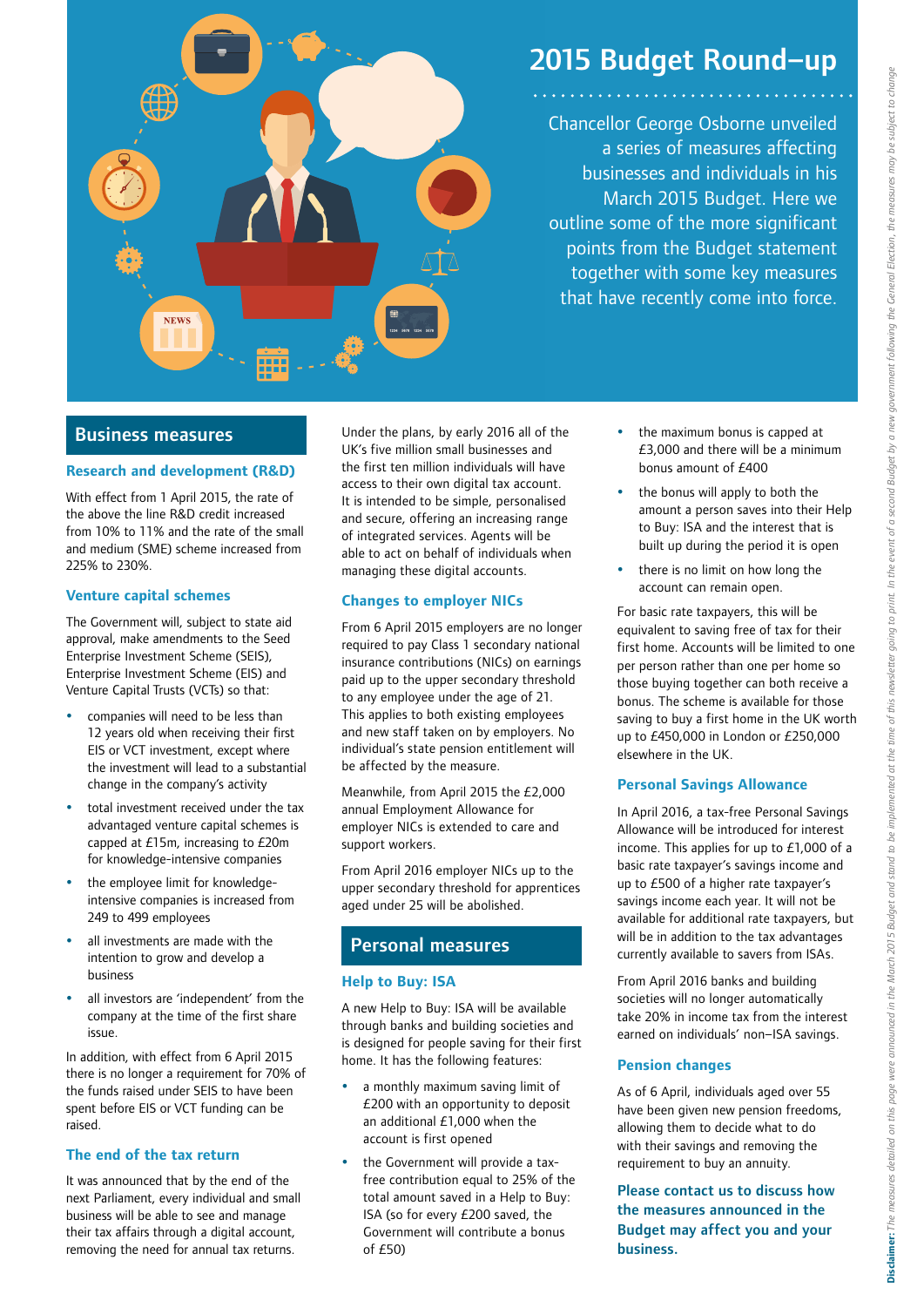# 2015 Budget Round–up

Chancellor George Osborne unveiled a series of measures affecting businesses and individuals in his March 2015 Budget. Here we outline some of the more significant points from the Budget statement together with some key measures that have recently come into force.

## Business measures

### Research and development (R&D)

With effect from 1 April 2015, the rate of the above the line R&D credit increased from 10% to 11% and the rate of the small and medium (SME) scheme increased from 225% to 230%.

### Venture capital schemes

The Government will, subject to state aid approval, make amendments to the Seed Enterprise Investment Scheme (SEIS), Enterprise Investment Scheme (EIS) and Venture Capital Trusts (VCTs) so that:

- companies will need to be less than 12 years old when receiving their first EIS or VCT investment, except where the investment will lead to a substantial change in the company's activity
- total investment received under the tax advantaged venture capital schemes is capped at £15m, increasing to £20m for knowledge-intensive companies
- the employee limit for knowledge-intensive companies is increased from 249 to 499 employees
- all investments are made with the intention to grow and develop a business
- all investors are 'independent' from the company at the time of the first share issue.

In addition, with effect from 6 April 2015 there is no longer a requirement for 70% of the funds raised under SEIS to have been spent before EIS or VCT funding can be raised.

### The end of the tax return

It was announced that by the end of the next Parliament, every individual and small business will be able to see and manage their tax affairs through a digital account, removing the need for annual tax returns.

Under the plans, by early 2016 all of the UK's five million small businesses and the first ten million individuals will have access to their own digital tax account. It is intended to be simple, personalised and secure, offering an increasing range of integrated services. Agents will be able to act on behalf of individuals when managing these digital accounts.

### Changes to employer NICs

From 6 April 2015 employers are no longer required to pay Class 1 secondary national insurance contributions (NICs) on earnings paid up to the upper secondary threshold to any employee under the age of 21. This applies to both existing employees and new staff taken on by employers. No individual's state pension entitlement will be affected by the measure.

Meanwhile, from April 2015 the £2,000 annual Employment Allowance for employer NICs is extended to care and support workers.

From April 2016 employer NICs up to the upper secondary threshold for apprentices aged under 25 will be abolished.

## Personal measures

### Help to Buy: ISA

A new Help to Buy: ISA will be available through banks and building societies and is designed for people saving for their first home. It has the following features:

- a monthly maximum saving limit of £200 with an opportunity to deposit an additional £1,000 when the account is first opened
- the Government will provide a tax-free contribution equal to 25% of the total amount saved in a Help to Buy: ISA (so for every £200 saved, the Government will contribute a bonus of £50)
- the maximum bonus is capped at £3,000 and there will be a minimum bonus amount of £400
- the bonus will apply to both the amount a person saves into their Help to Buy: ISA and the interest that is built up during the period it is open
- there is no limit on how long the account can remain open.

For basic rate taxpayers, this will be equivalent to saving free of tax for their first home. Accounts will be limited to one per person rather than one per home so those buying together can both receive a bonus. The scheme is available for those saving to buy a first home in the UK worth up to £450,000 in London or £250,000 elsewhere in the UK.

### Personal Savings Allowance

In April 2016, a tax-free Personal Savings Allowance will be introduced for interest income. This applies for up to £1,000 of a basic rate taxpayer's savings income and up to £500 of a higher rate taxpayer's savings income each year. It will not be available for additional rate taxpayers, but will be in addition to the tax advantages currently available to savers from ISAs.

From April 2016 banks and building societies will no longer automatically take 20% in income tax from the interest earned on individuals' non–ISA savings.

### Pension changes

As of 6 April, individuals aged over 55 have been given new pension freedoms, allowing them to decide what to do with their savings and removing the requirement to buy an annuity.

**Please contact us to discuss how the measures announced in the Budget may affect you and your business.**

**Disclaimer:** *The measures detailed on this page were announced in the March 2015 Budget and stand to be implemented at the time of this newsletter going to print. In the event of a second Budget by a new government following the General Election, the measures may be subject to change*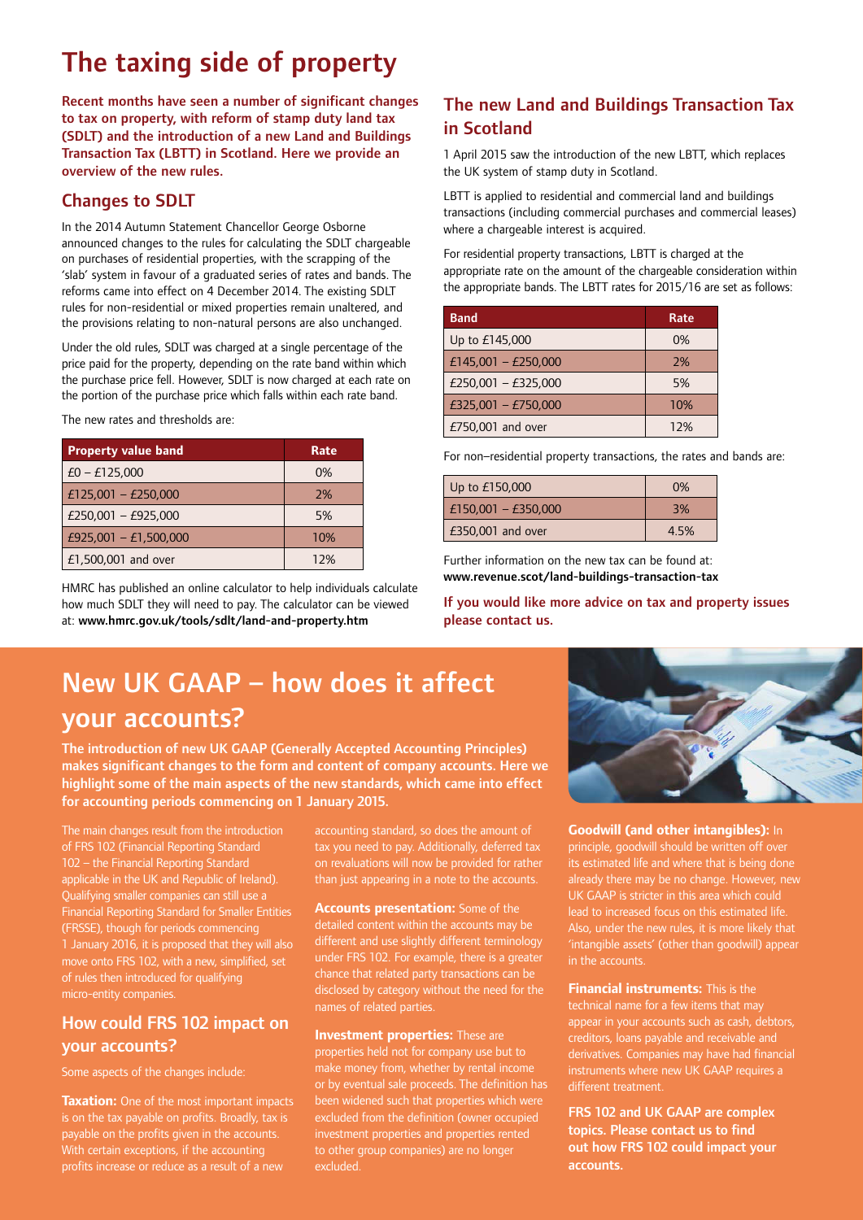# The taxing side of property

**Recent months have seen a number of significant changes to tax on property, with reform of stamp duty land tax (SDLT) and the introduction of a new Land and Buildings Transaction Tax (LBTT) in Scotland. Here we provide an overview of the new rules.**

## Changes to SDLT

In the 2014 Autumn Statement Chancellor George Osborne announced changes to the rules for calculating the SDLT chargeable on purchases of residential properties, with the scrapping of the 'slab' system in favour of a graduated series of rates and bands. The reforms came into effect on 4 December 2014. The existing SDLT rules for non-residential or mixed properties remain unaltered, and the provisions relating to non-natural persons are also unchanged.

Under the old rules, SDLT was charged at a single percentage of the price paid for the property, depending on the rate band within which the purchase price fell. However, SDLT is now charged at each rate on the portion of the purchase price which falls within each rate band.

The new rates and thresholds are:

| Property value band | Rate |
| --- | --- |
| £0 – £125,000 | 0% |
| £125,001 – £250,000 | 2% |
| £250,001 – £925,000 | 5% |
| £925,001 – £1,500,000 | 10% |
| £1,500,001 and over | 12% |

HMRC has published an online calculator to help individuals calculate how much SDLT they will need to pay. The calculator can be viewed at: **www.hmrc.gov.uk/tools/sdlt/land-and-property.htm**

## The new Land and Buildings Transaction Tax in Scotland

1 April 2015 saw the introduction of the new LBTT, which replaces the UK system of stamp duty in Scotland.

LBTT is applied to residential and commercial land and buildings transactions (including commercial purchases and commercial leases) where a chargeable interest is acquired.

For residential property transactions, LBTT is charged at the appropriate rate on the amount of the chargeable consideration within the appropriate bands. The LBTT rates for 2015/16 are set as follows:

| Band | Rate |
| --- | --- |
| Up to £145,000 | 0% |
| £145,001 – £250,000 | 2% |
| £250,001 – £325,000 | 5% |
| £325,001 – £750,000 | 10% |
| £750,001 and over | 12% |

For non–residential property transactions, the rates and bands are:

| Band | Rate |
| --- | --- |
| Up to £150,000 | 0% |
| £150,001 – £350,000 | 3% |
| £350,001 and over | 4.5% |

Further information on the new tax can be found at: **www.revenue.scot/land-buildings-transaction-tax**

**If you would like more advice on tax and property issues please contact us.**

# New UK GAAP – how does it affect your accounts?

**The introduction of new UK GAAP (Generally Accepted Accounting Principles) makes significant changes to the form and content of company accounts. Here we highlight some of the main aspects of the new standards, which came into effect for accounting periods commencing on 1 January 2015.**

The main changes result from the introduction of FRS 102 (Financial Reporting Standard 102 – the Financial Reporting Standard applicable in the UK and Republic of Ireland). Qualifying smaller companies can still use a Financial Reporting Standard for Smaller Entities (FRSSE), though for periods commencing 1 January 2016, it is proposed that they will also move onto FRS 102, with a new, simplified, set of rules then introduced for qualifying micro-entity companies.

## How could FRS 102 impact on your accounts?

Some aspects of the changes include:

**Taxation:** One of the most important impacts is on the tax payable on profits. Broadly, tax is payable on the profits given in the accounts. With certain exceptions, if the accounting profits increase or reduce as a result of a new accounting standard, so does the amount of tax you need to pay. Additionally, deferred tax on revaluations will now be provided for rather than just appearing in a note to the accounts.

**Accounts presentation:** Some of the detailed content within the accounts may be different and use slightly different terminology under FRS 102. For example, there is a greater chance that related party transactions can be disclosed by category without the need for the names of related parties.

**Investment properties:** These are properties held not for company use but to make money from, whether by rental income or by eventual sale proceeds. The definition has been widened such that properties which were excluded from the definition (owner occupied investment properties and properties rented to other group companies) are no longer excluded.

**Goodwill (and other intangibles):** In principle, goodwill should be written off over its estimated life and where that is being done already there may be no change. However, new UK GAAP is stricter in this area which could lead to increased focus on this estimated life. Also, under the new rules, it is more likely that 'intangible assets' (other than goodwill) appear in the accounts.

**Financial instruments:** This is the technical name for a few items that may appear in your accounts such as cash, debtors, creditors, loans payable and receivable and derivatives. Companies may have had financial instruments where new UK GAAP requires a different treatment.

**FRS 102 and UK GAAP are complex topics. Please contact us to find out how FRS 102 could impact your accounts.**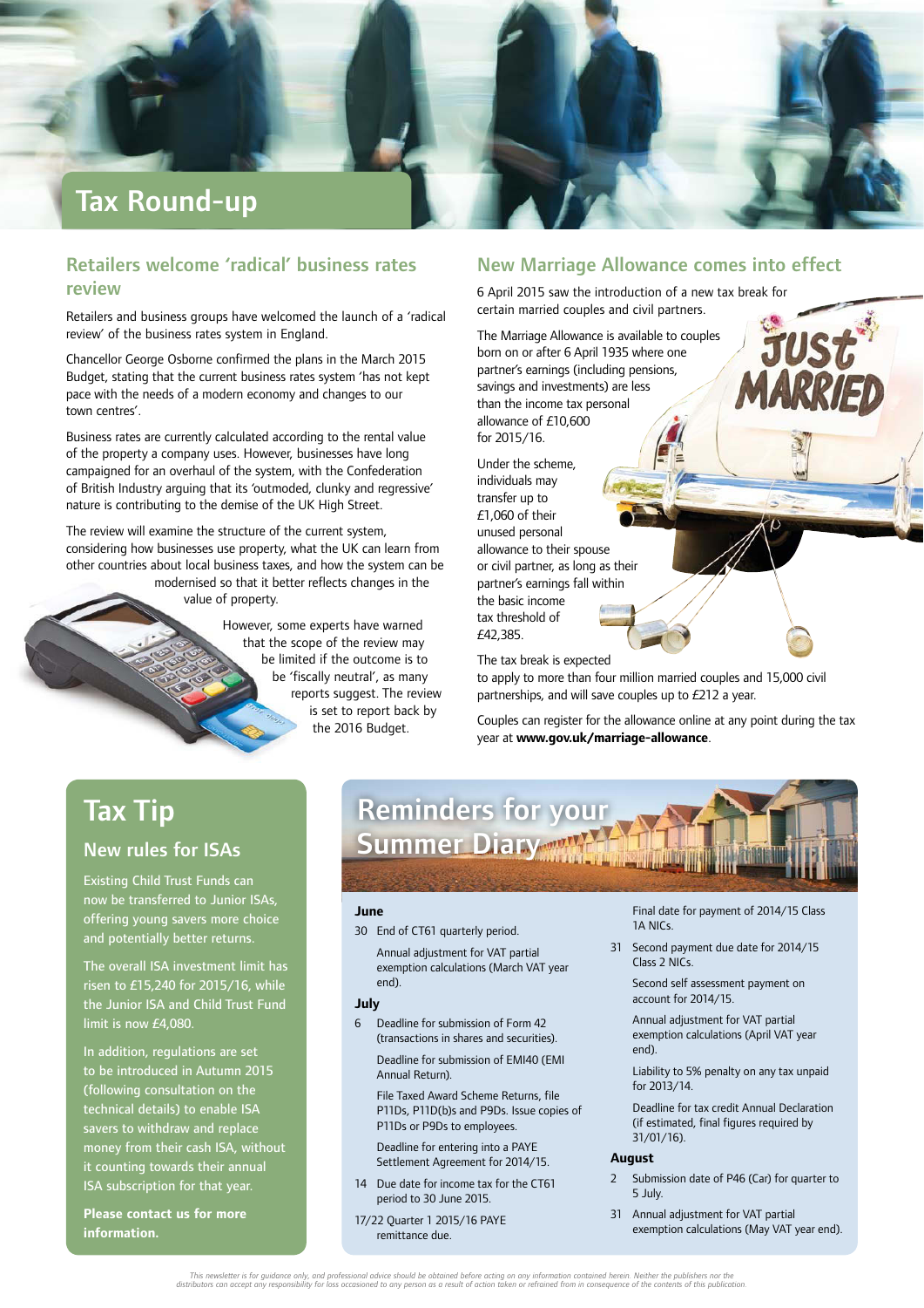# Tax Round-up

## Retailers welcome 'radical' business rates review

Retailers and business groups have welcomed the launch of a 'radical review' of the business rates system in England.

Chancellor George Osborne confirmed the plans in the March 2015 Budget, stating that the current business rates system 'has not kept pace with the needs of a modern economy and changes to our town centres'.

Business rates are currently calculated according to the rental value of the property a company uses. However, businesses have long campaigned for an overhaul of the system, with the Confederation of British Industry arguing that its 'outmoded, clunky and regressive' nature is contributing to the demise of the UK High Street.

The review will examine the structure of the current system, considering how businesses use property, what the UK can learn from other countries about local business taxes, and how the system can be modernised so that it better reflects changes in the value of property.

However, some experts have warned that the scope of the review may be limited if the outcome is to be 'fiscally neutral', as many reports suggest. The review is set to report back by the 2016 Budget.

## New Marriage Allowance comes into effect

6 April 2015 saw the introduction of a new tax break for certain married couples and civil partners.

The Marriage Allowance is available to couples born on or after 6 April 1935 where one partner's earnings (including pensions, savings and investments) are less than the income tax personal allowance of £10,600 for 2015/16.

Under the scheme, individuals may transfer up to £1,060 of their unused personal allowance to their spouse or civil partner, as long as their partner's earnings fall within the basic income tax threshold of £42,385.

The tax break is expected to apply to more than four million married couples and 15,000 civil partnerships, and will save couples up to £212 a year.

Couples can register for the allowance online at any point during the tax year at **www.gov.uk/marriage-allowance**.

## Tax Tip

### New rules for ISAs

Existing Child Trust Funds can now be transferred to Junior ISAs, offering young savers more choice and potentially better returns.

The overall ISA investment limit has risen to £15,240 for 2015/16, while the Junior ISA and Child Trust Fund limit is now £4,080.

In addition, regulations are set to be introduced in Autumn 2015 (following consultation on the technical details) to enable ISA savers to withdraw and replace money from their cash ISA, without it counting towards their annual ISA subscription for that year.

**Please contact us for more information.**

## Reminders for your Summer Diary

**June**

30 End of CT61 quarterly period.

Annual adjustment for VAT partial exemption calculations (March VAT year end).

**July**

6 Deadline for submission of Form 42 (transactions in shares and securities).

Deadline for submission of EMI40 (EMI Annual Return).

File Taxed Award Scheme Returns, file P11Ds, P11D(b)s and P9Ds. Issue copies of P11Ds or P9Ds to employees.

Deadline for entering into a PAYE Settlement Agreement for 2014/15.

14 Due date for income tax for the CT61 period to 30 June 2015.

17/22 Quarter 1 2015/16 PAYE remittance due.

Final date for payment of 2014/15 Class 1A NICs.

31 Second payment due date for 2014/15 Class 2 NICs.

Second self assessment payment on account for 2014/15.

Annual adjustment for VAT partial exemption calculations (April VAT year end).

Liability to 5% penalty on any tax unpaid for 2013/14.

Deadline for tax credit Annual Declaration (if estimated, final figures required by 31/01/16).

**August**

2 Submission date of P46 (Car) for quarter to 5 July.

31 Annual adjustment for VAT partial exemption calculations (May VAT year end).

*This newsletter is for guidance only, and professional advice should be obtained before acting on any information contained herein. Neither the publishers nor the distributors can accept any responsibility for loss occasioned to any person as a result of action taken or refrained from in consequence of the contents of this publication.*